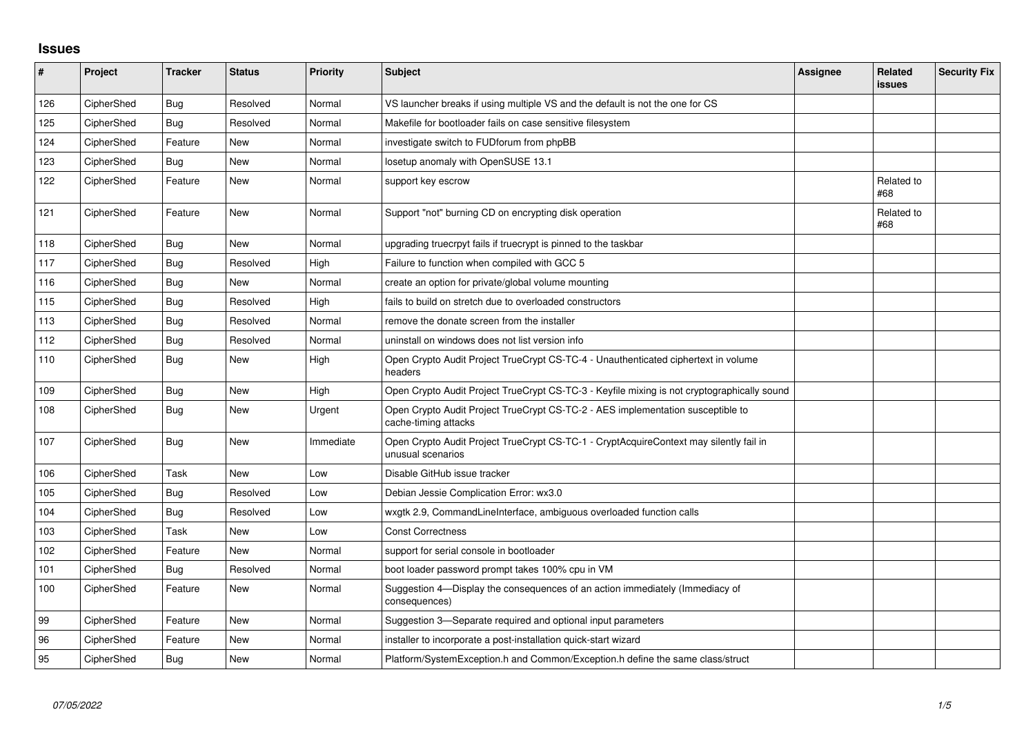# Issues

| # | Project | Tracker | Status | Priority | Subject | Assignee | Related issues | Security Fix |
|---|---|---|---|---|---|---|---|---|
| 126 | CipherShed | Bug | Resolved | Normal | VS launcher breaks if using multiple VS and the default is not the one for CS | | | |
| 125 | CipherShed | Bug | Resolved | Normal | Makefile for bootloader fails on case sensitive filesystem | | | |
| 124 | CipherShed | Feature | New | Normal | investigate switch to FUDforum from phpBB | | | |
| 123 | CipherShed | Bug | New | Normal | losetup anomaly with OpenSUSE 13.1 | | | |
| 122 | CipherShed | Feature | New | Normal | support key escrow | | Related to #68 | |
| 121 | CipherShed | Feature | New | Normal | Support "not" burning CD on encrypting disk operation | | Related to #68 | |
| 118 | CipherShed | Bug | New | Normal | upgrading truecrpyt fails if truecrypt is pinned to the taskbar | | | |
| 117 | CipherShed | Bug | Resolved | High | Failure to function when compiled with GCC 5 | | | |
| 116 | CipherShed | Bug | New | Normal | create an option for private/global volume mounting | | | |
| 115 | CipherShed | Bug | Resolved | High | fails to build on stretch due to overloaded constructors | | | |
| 113 | CipherShed | Bug | Resolved | Normal | remove the donate screen from the installer | | | |
| 112 | CipherShed | Bug | Resolved | Normal | uninstall on windows does not list version info | | | |
| 110 | CipherShed | Bug | New | High | Open Crypto Audit Project TrueCrypt CS-TC-4 - Unauthenticated ciphertext in volume headers | | | |
| 109 | CipherShed | Bug | New | High | Open Crypto Audit Project TrueCrypt CS-TC-3 - Keyfile mixing is not cryptographically sound | | | |
| 108 | CipherShed | Bug | New | Urgent | Open Crypto Audit Project TrueCrypt CS-TC-2 - AES implementation susceptible to cache-timing attacks | | | |
| 107 | CipherShed | Bug | New | Immediate | Open Crypto Audit Project TrueCrypt CS-TC-1 - CryptAcquireContext may silently fail in unusual scenarios | | | |
| 106 | CipherShed | Task | New | Low | Disable GitHub issue tracker | | | |
| 105 | CipherShed | Bug | Resolved | Low | Debian Jessie Complication Error: wx3.0 | | | |
| 104 | CipherShed | Bug | Resolved | Low | wxgtk 2.9, CommandLineInterface, ambiguous overloaded function calls | | | |
| 103 | CipherShed | Task | New | Low | Const Correctness | | | |
| 102 | CipherShed | Feature | New | Normal | support for serial console in bootloader | | | |
| 101 | CipherShed | Bug | Resolved | Normal | boot loader password prompt takes 100% cpu in VM | | | |
| 100 | CipherShed | Feature | New | Normal | Suggestion 4—Display the consequences of an action immediately (Immediacy of consequences) | | | |
| 99 | CipherShed | Feature | New | Normal | Suggestion 3—Separate required and optional input parameters | | | |
| 96 | CipherShed | Feature | New | Normal | installer to incorporate a post-installation quick-start wizard | | | |
| 95 | CipherShed | Bug | New | Normal | Platform/SystemException.h and Common/Exception.h define the same class/struct | | | |

*07/05/2022*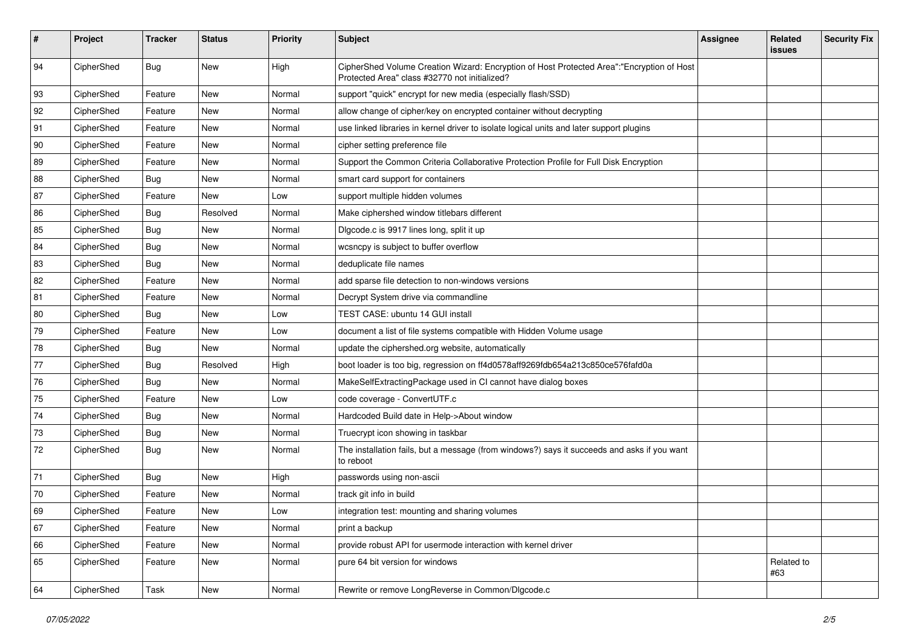| # | Project | Tracker | Status | Priority | Subject | Assignee | Related issues | Security Fix |
|---|---|---|---|---|---|---|---|---|
| 94 | CipherShed | Bug | New | High | CipherShed Volume Creation Wizard: Encryption of Host Protected Area":"Encryption of Host Protected Area" class #32770 not initialized? | | | |
| 93 | CipherShed | Feature | New | Normal | support "quick" encrypt for new media (especially flash/SSD) | | | |
| 92 | CipherShed | Feature | New | Normal | allow change of cipher/key on encrypted container without decrypting | | | |
| 91 | CipherShed | Feature | New | Normal | use linked libraries in kernel driver to isolate logical units and later support plugins | | | |
| 90 | CipherShed | Feature | New | Normal | cipher setting preference file | | | |
| 89 | CipherShed | Feature | New | Normal | Support the Common Criteria Collaborative Protection Profile for Full Disk Encryption | | | |
| 88 | CipherShed | Bug | New | Normal | smart card support for containers | | | |
| 87 | CipherShed | Feature | New | Low | support multiple hidden volumes | | | |
| 86 | CipherShed | Bug | Resolved | Normal | Make ciphershed window titlebars different | | | |
| 85 | CipherShed | Bug | New | Normal | Dlgcode.c is 9917 lines long, split it up | | | |
| 84 | CipherShed | Bug | New | Normal | wcsncpy is subject to buffer overflow | | | |
| 83 | CipherShed | Bug | New | Normal | deduplicate file names | | | |
| 82 | CipherShed | Feature | New | Normal | add sparse file detection to non-windows versions | | | |
| 81 | CipherShed | Feature | New | Normal | Decrypt System drive via commandline | | | |
| 80 | CipherShed | Bug | New | Low | TEST CASE: ubuntu 14 GUI install | | | |
| 79 | CipherShed | Feature | New | Low | document a list of file systems compatible with Hidden Volume usage | | | |
| 78 | CipherShed | Bug | New | Normal | update the ciphershed.org website, automatically | | | |
| 77 | CipherShed | Bug | Resolved | High | boot loader is too big, regression on ff4d0578aff9269fdb654a213c850ce576fafd0a | | | |
| 76 | CipherShed | Bug | New | Normal | MakeSelfExtractingPackage used in CI cannot have dialog boxes | | | |
| 75 | CipherShed | Feature | New | Low | code coverage - ConvertUTF.c | | | |
| 74 | CipherShed | Bug | New | Normal | Hardcoded Build date in Help->About window | | | |
| 73 | CipherShed | Bug | New | Normal | Truecrypt icon showing in taskbar | | | |
| 72 | CipherShed | Bug | New | Normal | The installation fails, but a message (from windows?) says it succeeds and asks if you want to reboot | | | |
| 71 | CipherShed | Bug | New | High | passwords using non-ascii | | | |
| 70 | CipherShed | Feature | New | Normal | track git info in build | | | |
| 69 | CipherShed | Feature | New | Low | integration test: mounting and sharing volumes | | | |
| 67 | CipherShed | Feature | New | Normal | print a backup | | | |
| 66 | CipherShed | Feature | New | Normal | provide robust API for usermode interaction with kernel driver | | | |
| 65 | CipherShed | Feature | New | Normal | pure 64 bit version for windows | | Related to #63 | |
| 64 | CipherShed | Task | New | Normal | Rewrite or remove LongReverse in Common/Dlgcode.c | | | |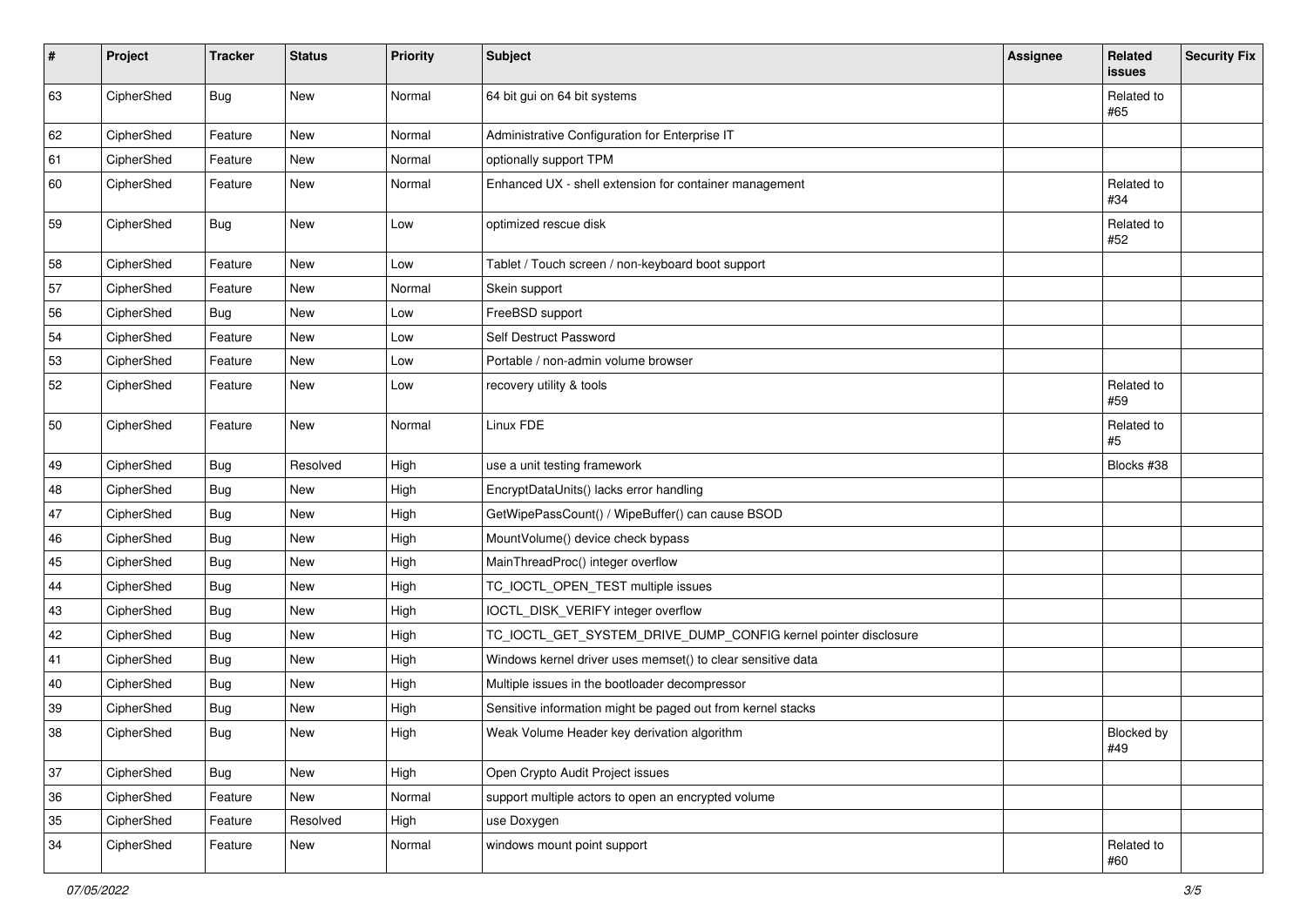| # | Project | Tracker | Status | Priority | Subject | Assignee | Related issues | Security Fix |
|---|---|---|---|---|---|---|---|---|
| 63 | CipherShed | Bug | New | Normal | 64 bit gui on 64 bit systems | | Related to #65 | |
| 62 | CipherShed | Feature | New | Normal | Administrative Configuration for Enterprise IT | | | |
| 61 | CipherShed | Feature | New | Normal | optionally support TPM | | | |
| 60 | CipherShed | Feature | New | Normal | Enhanced UX - shell extension for container management | | Related to #34 | |
| 59 | CipherShed | Bug | New | Low | optimized rescue disk | | Related to #52 | |
| 58 | CipherShed | Feature | New | Low | Tablet / Touch screen / non-keyboard boot support | | | |
| 57 | CipherShed | Feature | New | Normal | Skein support | | | |
| 56 | CipherShed | Bug | New | Low | FreeBSD support | | | |
| 54 | CipherShed | Feature | New | Low | Self Destruct Password | | | |
| 53 | CipherShed | Feature | New | Low | Portable / non-admin volume browser | | | |
| 52 | CipherShed | Feature | New | Low | recovery utility & tools | | Related to #59 | |
| 50 | CipherShed | Feature | New | Normal | Linux FDE | | Related to #5 | |
| 49 | CipherShed | Bug | Resolved | High | use a unit testing framework | | Blocks #38 | |
| 48 | CipherShed | Bug | New | High | EncryptDataUnits() lacks error handling | | | |
| 47 | CipherShed | Bug | New | High | GetWipePassCount() / WipeBuffer() can cause BSOD | | | |
| 46 | CipherShed | Bug | New | High | MountVolume() device check bypass | | | |
| 45 | CipherShed | Bug | New | High | MainThreadProc() integer overflow | | | |
| 44 | CipherShed | Bug | New | High | TC_IOCTL_OPEN_TEST multiple issues | | | |
| 43 | CipherShed | Bug | New | High | IOCTL_DISK_VERIFY integer overflow | | | |
| 42 | CipherShed | Bug | New | High | TC_IOCTL_GET_SYSTEM_DRIVE_DUMP_CONFIG kernel pointer disclosure | | | |
| 41 | CipherShed | Bug | New | High | Windows kernel driver uses memset() to clear sensitive data | | | |
| 40 | CipherShed | Bug | New | High | Multiple issues in the bootloader decompressor | | | |
| 39 | CipherShed | Bug | New | High | Sensitive information might be paged out from kernel stacks | | | |
| 38 | CipherShed | Bug | New | High | Weak Volume Header key derivation algorithm | | Blocked by #49 | |
| 37 | CipherShed | Bug | New | High | Open Crypto Audit Project issues | | | |
| 36 | CipherShed | Feature | New | Normal | support multiple actors to open an encrypted volume | | | |
| 35 | CipherShed | Feature | Resolved | High | use Doxygen | | | |
| 34 | CipherShed | Feature | New | Normal | windows mount point support | | Related to #60 | |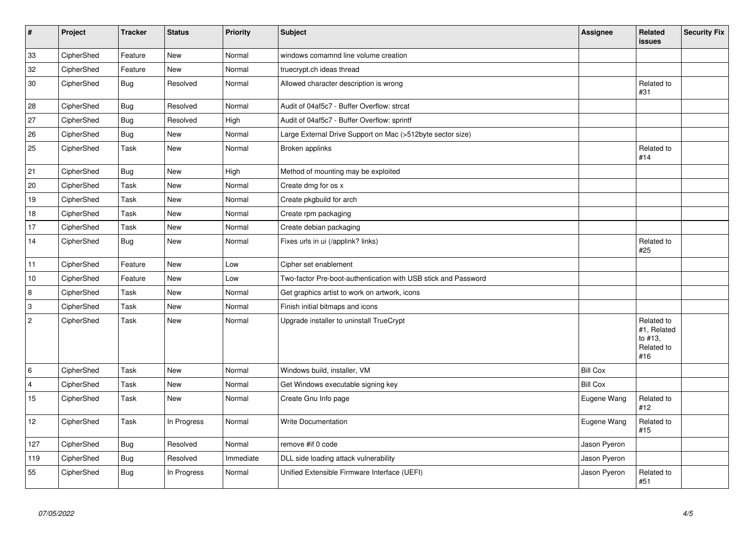| # | Project | Tracker | Status | Priority | Subject | Assignee | Related issues | Security Fix |
|---|---|---|---|---|---|---|---|---|
| 33 | CipherShed | Feature | New | Normal | windows comamnd line volume creation | | | |
| 32 | CipherShed | Feature | New | Normal | truecrypt.ch ideas thread | | | |
| 30 | CipherShed | Bug | Resolved | Normal | Allowed character description is wrong | | Related to #31 | |
| 28 | CipherShed | Bug | Resolved | Normal | Audit of 04af5c7 - Buffer Overflow: strcat | | | |
| 27 | CipherShed | Bug | Resolved | High | Audit of 04af5c7 - Buffer Overflow: sprintf | | | |
| 26 | CipherShed | Bug | New | Normal | Large External Drive Support on Mac (>512byte sector size) | | | |
| 25 | CipherShed | Task | New | Normal | Broken applinks | | Related to #14 | |
| 21 | CipherShed | Bug | New | High | Method of mounting may be exploited | | | |
| 20 | CipherShed | Task | New | Normal | Create dmg for os x | | | |
| 19 | CipherShed | Task | New | Normal | Create pkgbuild for arch | | | |
| 18 | CipherShed | Task | New | Normal | Create rpm packaging | | | |
| 17 | CipherShed | Task | New | Normal | Create debian packaging | | | |
| 14 | CipherShed | Bug | New | Normal | Fixes urls in ui (/applink? links) | | Related to #25 | |
| 11 | CipherShed | Feature | New | Low | Cipher set enablement | | | |
| 10 | CipherShed | Feature | New | Low | Two-factor Pre-boot-authentication with USB stick and Password | | | |
| 8 | CipherShed | Task | New | Normal | Get graphics artist to work on artwork, icons | | | |
| 3 | CipherShed | Task | New | Normal | Finish initial bitmaps and icons | | | |
| 2 | CipherShed | Task | New | Normal | Upgrade installer to uninstall TrueCrypt | | Related to #1, Related to #13, Related to #16 | |
| 6 | CipherShed | Task | New | Normal | Windows build, installer, VM | Bill Cox | | |
| 4 | CipherShed | Task | New | Normal | Get Windows executable signing key | Bill Cox | | |
| 15 | CipherShed | Task | New | Normal | Create Gnu Info page | Eugene Wang | Related to #12 | |
| 12 | CipherShed | Task | In Progress | Normal | Write Documentation | Eugene Wang | Related to #15 | |
| 127 | CipherShed | Bug | Resolved | Normal | remove #if 0 code | Jason Pyeron | | |
| 119 | CipherShed | Bug | Resolved | Immediate | DLL side loading attack vulnerability | Jason Pyeron | | |
| 55 | CipherShed | Bug | In Progress | Normal | Unified Extensible Firmware Interface (UEFI) | Jason Pyeron | Related to #51 | |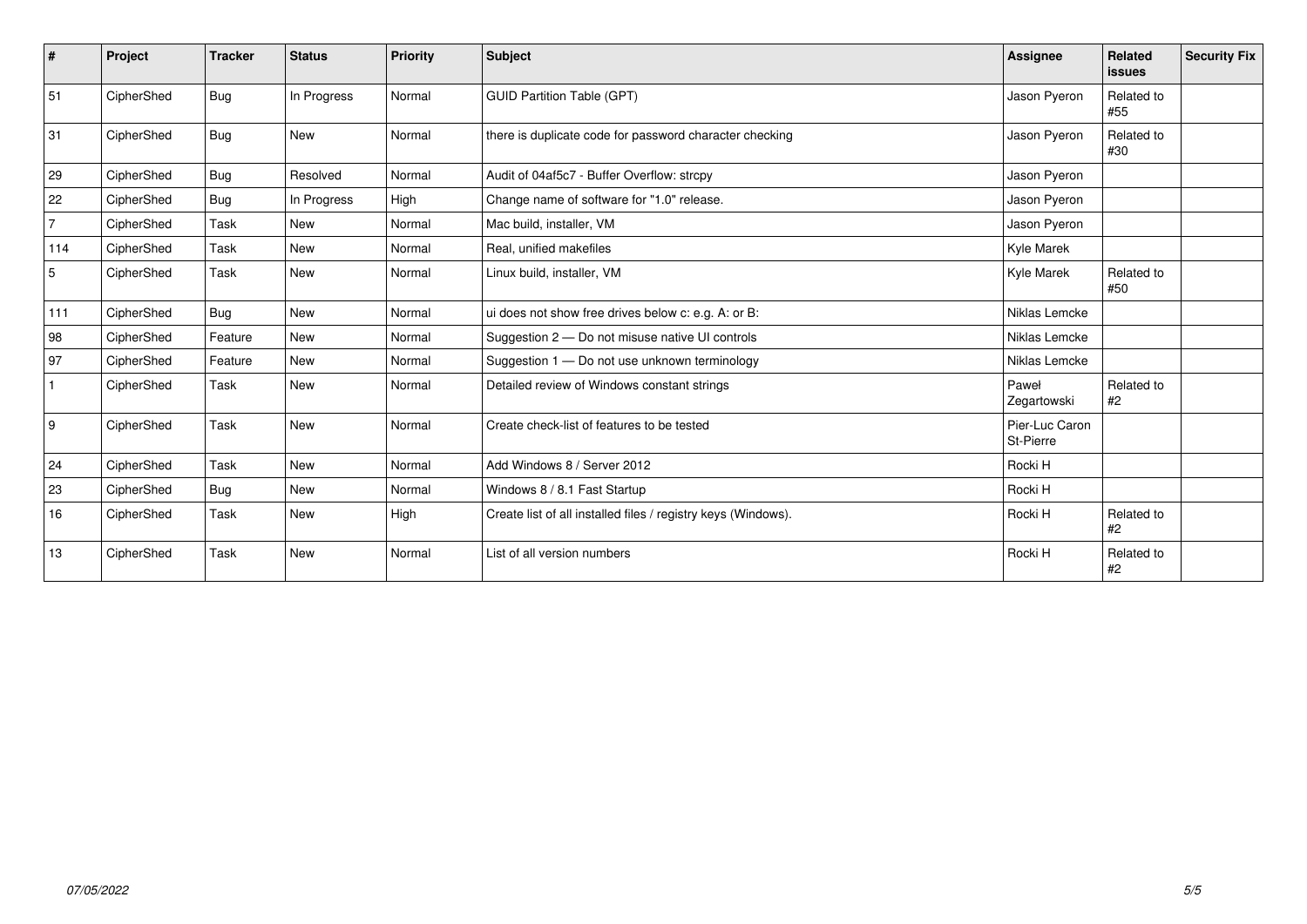| # | Project | Tracker | Status | Priority | Subject | Assignee | Related issues | Security Fix |
|---|---|---|---|---|---|---|---|---|
| 51 | CipherShed | Bug | In Progress | Normal | GUID Partition Table (GPT) | Jason Pyeron | Related to #55 | |
| 31 | CipherShed | Bug | New | Normal | there is duplicate code for password character checking | Jason Pyeron | Related to #30 | |
| 29 | CipherShed | Bug | Resolved | Normal | Audit of 04af5c7 - Buffer Overflow: strcpy | Jason Pyeron | | |
| 22 | CipherShed | Bug | In Progress | High | Change name of software for "1.0" release. | Jason Pyeron | | |
| 7 | CipherShed | Task | New | Normal | Mac build, installer, VM | Jason Pyeron | | |
| 114 | CipherShed | Task | New | Normal | Real, unified makefiles | Kyle Marek | | |
| 5 | CipherShed | Task | New | Normal | Linux build, installer, VM | Kyle Marek | Related to #50 | |
| 111 | CipherShed | Bug | New | Normal | ui does not show free drives below c: e.g. A: or B: | Niklas Lemcke | | |
| 98 | CipherShed | Feature | New | Normal | Suggestion 2 — Do not misuse native UI controls | Niklas Lemcke | | |
| 97 | CipherShed | Feature | New | Normal | Suggestion 1 — Do not use unknown terminology | Niklas Lemcke | | |
| 1 | CipherShed | Task | New | Normal | Detailed review of Windows constant strings | Paweł Zegartowski | Related to #2 | |
| 9 | CipherShed | Task | New | Normal | Create check-list of features to be tested | Pier-Luc Caron St-Pierre | | |
| 24 | CipherShed | Task | New | Normal | Add Windows 8 / Server 2012 | Rocki H | | |
| 23 | CipherShed | Bug | New | Normal | Windows 8 / 8.1 Fast Startup | Rocki H | | |
| 16 | CipherShed | Task | New | High | Create list of all installed files / registry keys (Windows). | Rocki H | Related to #2 | |
| 13 | CipherShed | Task | New | Normal | List of all version numbers | Rocki H | Related to #2 | |